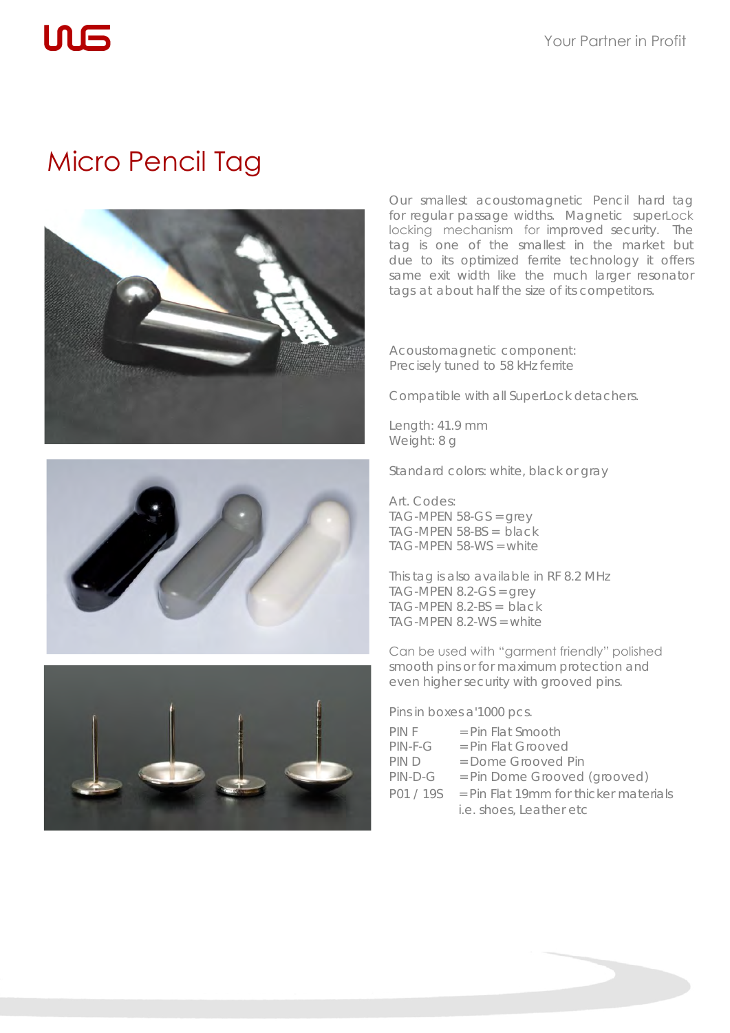# Micro Pencil Tag

Our smallest acoustomagnetic Pencil hard tag for regular passage widths. Magnetic superLock locking mechanism for improved security. The tag is one of the smallest in the market but due to its optimized ferrite technology it offers same exit width like the much larger resonator tags at about half the size of its competitors.

Acoustomagnetic component:
Precisely tuned to 58 kHz ferrite

Compatible with all SuperLock detachers.

Length: 41.9 mm
Weight: 8 g

Standard colors: white, black or gray

Art. Codes:
TAG-MPEN 58-GS = grey
TAG-MPEN 58-BS = black
TAG-MPEN 58-WS = white

This tag is also available in RF 8.2 MHz
TAG-MPEN 8.2-GS = grey
TAG-MPEN 8.2-BS = black
TAG-MPEN 8.2-WS = white

Can be used with "garment friendly" polished smooth pins or for maximum protection and even higher security with grooved pins.

Pins in boxes a'1000 pcs.

| | |
|---|---|
| PIN F | = Pin Flat Smooth |
| PIN-F-G | = Pin Flat Grooved |
| PIN D | = Dome Grooved Pin |
| PIN-D-G | = Pin Dome Grooved (grooved) |
| P01 / 19S | = Pin Flat 19mm for thicker materials i.e. shoes, Leather etc |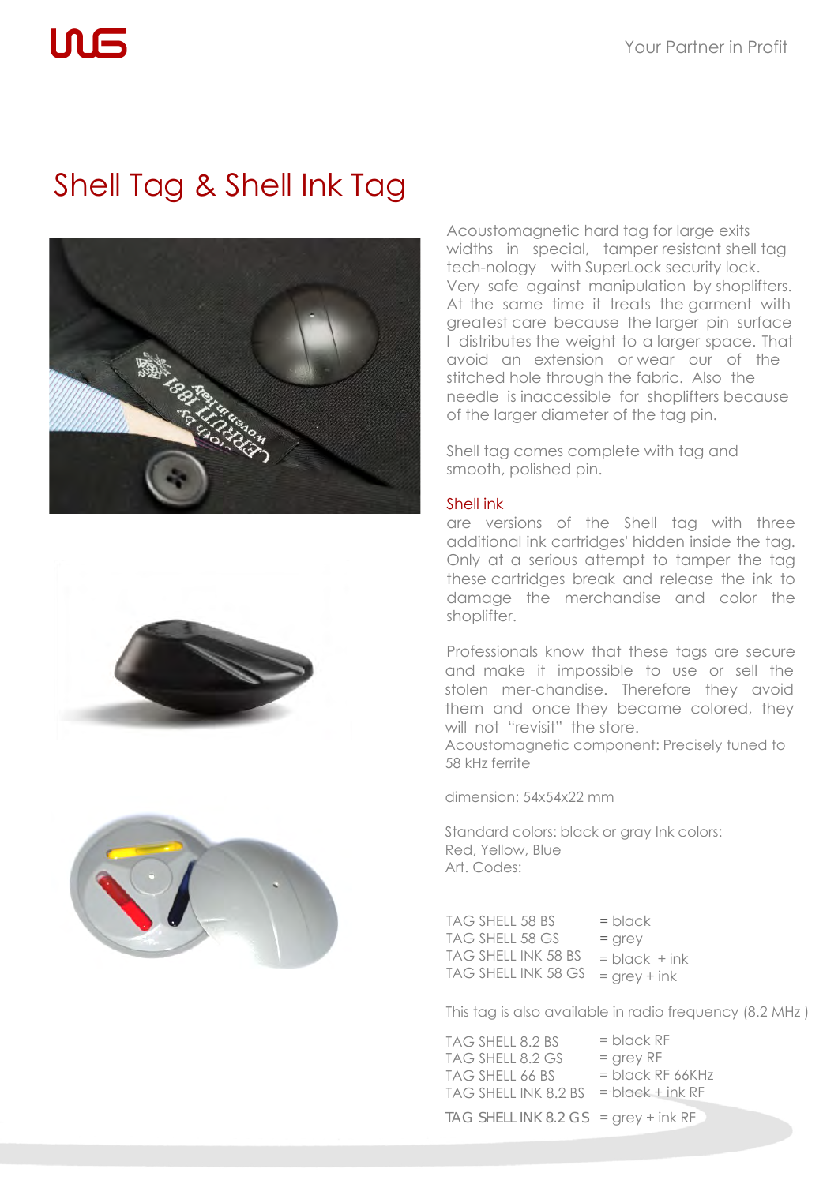# Shell Tag & Shell Ink Tag

Acoustomagnetic hard tag for large exits widths in special, tamper resistant shell tag tech-nology with SuperLock security lock. Very safe against manipulation by shoplifters. At the same time it treats the garment with greatest care because the larger pin surface I distributes the weight to a larger space. That avoid an extension or wear our of the stitched hole through the fabric. Also the needle is inaccessible for shoplifters because of the larger diameter of the tag pin.

Shell tag comes complete with tag and smooth, polished pin.

## Shell ink

are versions of the Shell tag with three additional ink cartridges' hidden inside the tag. Only at a serious attempt to tamper the tag these cartridges break and release the ink to damage the merchandise and color the shoplifter.

Professionals know that these tags are secure and make it impossible to use or sell the stolen mer-chandise. Therefore they avoid them and once they became colored, they will not "revisit" the store.

Acoustomagnetic component: Precisely tuned to 58 kHz ferrite

dimension: 54x54x22 mm

Standard colors: black or gray Ink colors: Red, Yellow, Blue

Art. Codes:

| | |
|---|---|
| TAG SHELL 58 BS | = black |
| TAG SHELL 58 GS | = grey |
| TAG SHELL INK 58 BS | = black + ink |
| TAG SHELL INK 58 GS | = grey + ink |

This tag is also available in radio frequency (8.2 MHz )

| | |
|---|---|
| TAG SHELL 8.2 BS | = black RF |
| TAG SHELL 8.2 GS | = grey RF |
| TAG SHELL 66 BS | = black RF 66KHz |
| TAG SHELL INK 8.2 BS | = black + ink RF |
| TAG SHELL INK 8.2 GS | = grey + ink RF |